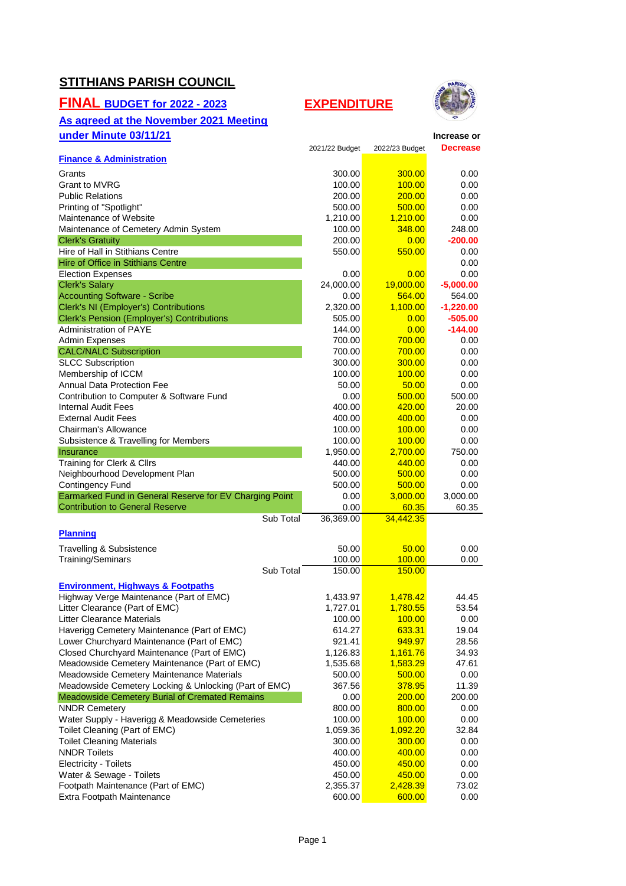# STITHIANS PARISH COUNCIL

## FINAL BUDGET for 2022 - 2023

## EXPENDITURE

**As agreed at the November 2021 Meeting under Minute 03/11/21**

| | 2021/22 Budget | 2022/23 Budget | Increase or Decrease |
|---|---|---|---|
| **Finance & Administration** | | | |
| Grants | 300.00 | 300.00 | 0.00 |
| Grant to MVRG | 100.00 | 100.00 | 0.00 |
| Public Relations | 200.00 | 200.00 | 0.00 |
| Printing of "Spotlight" | 500.00 | 500.00 | 0.00 |
| Maintenance of Website | 1,210.00 | 1,210.00 | 0.00 |
| Maintenance of Cemetery Admin System | 100.00 | 348.00 | 248.00 |
| Clerk's Gratuity | 200.00 | 0.00 | -200.00 |
| Hire of Hall in Stithians Centre | 550.00 | 550.00 | 0.00 |
| Hire of Office in Stithians Centre | | | 0.00 |
| Election Expenses | 0.00 | 0.00 | 0.00 |
| Clerk's Salary | 24,000.00 | 19,000.00 | -5,000.00 |
| Accounting Software - Scribe | 0.00 | 564.00 | 564.00 |
| Clerk's NI (Employer's) Contributions | 2,320.00 | 1,100.00 | -1,220.00 |
| Clerk's Pension (Employer's) Contributions | 505.00 | 0.00 | -505.00 |
| Administration of PAYE | 144.00 | 0.00 | -144.00 |
| Admin Expenses | 700.00 | 700.00 | 0.00 |
| CALC/NALC Subscription | 700.00 | 700.00 | 0.00 |
| SLCC Subscription | 300.00 | 300.00 | 0.00 |
| Membership of ICCM | 100.00 | 100.00 | 0.00 |
| Annual Data Protection Fee | 50.00 | 50.00 | 0.00 |
| Contribution to Computer & Software Fund | 0.00 | 500.00 | 500.00 |
| Internal Audit Fees | 400.00 | 420.00 | 20.00 |
| External Audit Fees | 400.00 | 400.00 | 0.00 |
| Chairman's Allowance | 100.00 | 100.00 | 0.00 |
| Subsistence & Travelling for Members | 100.00 | 100.00 | 0.00 |
| Insurance | 1,950.00 | 2,700.00 | 750.00 |
| Training for Clerk & Cllrs | 440.00 | 440.00 | 0.00 |
| Neighbourhood Development Plan | 500.00 | 500.00 | 0.00 |
| Contingency Fund | 500.00 | 500.00 | 0.00 |
| Earmarked Fund in General Reserve for EV Charging Point | 0.00 | 3,000.00 | 3,000.00 |
| Contribution to General Reserve | 0.00 | 60.35 | 60.35 |
| Sub Total | 36,369.00 | 34,442.35 | |
| **Planning** | | | |
| Travelling & Subsistence | 50.00 | 50.00 | 0.00 |
| Training/Seminars | 100.00 | 100.00 | 0.00 |
| Sub Total | 150.00 | 150.00 | |
| **Environment, Highways & Footpaths** | | | |
| Highway Verge Maintenance (Part of EMC) | 1,433.97 | 1,478.42 | 44.45 |
| Litter Clearance (Part of EMC) | 1,727.01 | 1,780.55 | 53.54 |
| Litter Clearance Materials | 100.00 | 100.00 | 0.00 |
| Haverigg Cemetery Maintenance (Part of EMC) | 614.27 | 633.31 | 19.04 |
| Lower Churchyard Maintenance (Part of EMC) | 921.41 | 949.97 | 28.56 |
| Closed Churchyard Maintenance (Part of EMC) | 1,126.83 | 1,161.76 | 34.93 |
| Meadowside Cemetery Maintenance (Part of EMC) | 1,535.68 | 1,583.29 | 47.61 |
| Meadowside Cemetery Maintenance Materials | 500.00 | 500.00 | 0.00 |
| Meadowside Cemetery Locking & Unlocking (Part of EMC) | 367.56 | 378.95 | 11.39 |
| Meadowside Cemetery Burial of Cremated Remains | 0.00 | 200.00 | 200.00 |
| NNDR Cemetery | 800.00 | 800.00 | 0.00 |
| Water Supply - Haverigg & Meadowside Cemeteries | 100.00 | 100.00 | 0.00 |
| Toilet Cleaning (Part of EMC) | 1,059.36 | 1,092.20 | 32.84 |
| Toilet Cleaning Materials | 300.00 | 300.00 | 0.00 |
| NNDR Toilets | 400.00 | 400.00 | 0.00 |
| Electricity - Toilets | 450.00 | 450.00 | 0.00 |
| Water & Sewage - Toilets | 450.00 | 450.00 | 0.00 |
| Footpath Maintenance (Part of EMC) | 2,355.37 | 2,428.39 | 73.02 |
| Extra Footpath Maintenance | 600.00 | 600.00 | 0.00 |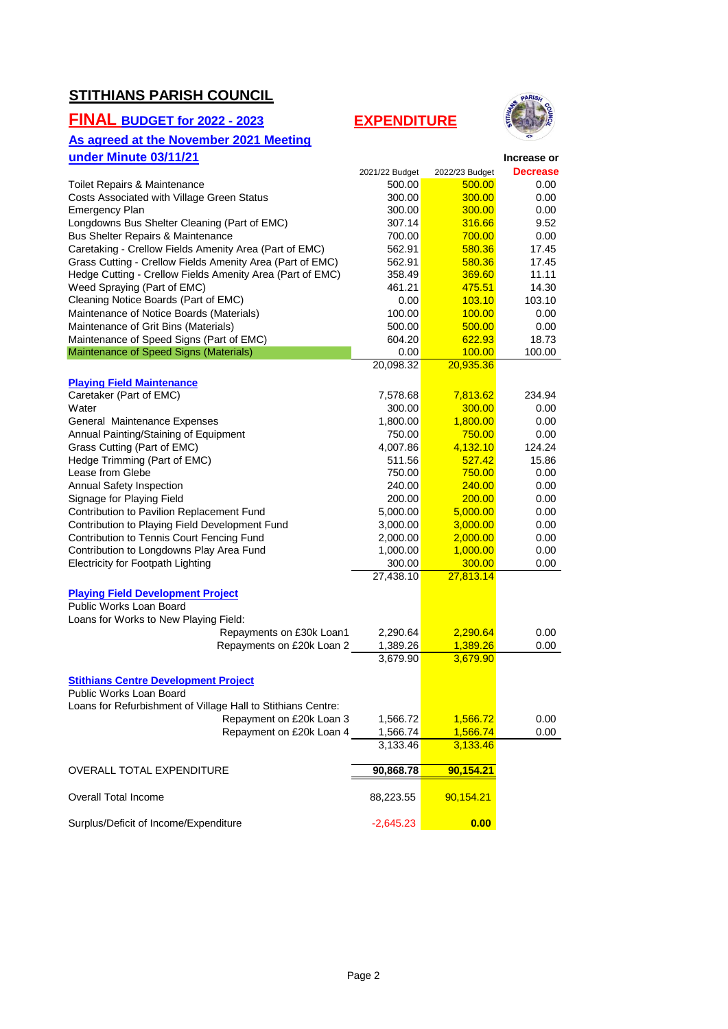# STITHIANS PARISH COUNCIL

## FINAL BUDGET for 2022 - 2023

## EXPENDITURE

### As agreed at the November 2021 Meeting under Minute 03/11/21

| | 2021/22 Budget | 2022/23 Budget | Increase or Decrease |
|---|---|---|---|
| Toilet Repairs & Maintenance | 500.00 | 500.00 | 0.00 |
| Costs Associated with Village Green Status | 300.00 | 300.00 | 0.00 |
| Emergency Plan | 300.00 | 300.00 | 0.00 |
| Longdowns Bus Shelter Cleaning (Part of EMC) | 307.14 | 316.66 | 9.52 |
| Bus Shelter Repairs & Maintenance | 700.00 | 700.00 | 0.00 |
| Caretaking - Crellow Fields Amenity Area (Part of EMC) | 562.91 | 580.36 | 17.45 |
| Grass Cutting - Crellow Fields Amenity Area (Part of EMC) | 562.91 | 580.36 | 17.45 |
| Hedge Cutting - Crellow Fields Amenity Area (Part of EMC) | 358.49 | 369.60 | 11.11 |
| Weed Spraying (Part of EMC) | 461.21 | 475.51 | 14.30 |
| Cleaning Notice Boards (Part of EMC) | 0.00 | 103.10 | 103.10 |
| Maintenance of Notice Boards (Materials) | 100.00 | 100.00 | 0.00 |
| Maintenance of Grit Bins (Materials) | 500.00 | 500.00 | 0.00 |
| Maintenance of Speed Signs (Part of EMC) | 604.20 | 622.93 | 18.73 |
| Maintenance of Speed Signs (Materials) | 0.00 | 100.00 | 100.00 |
| | 20,098.32 | 20,935.36 | |
| **Playing Field Maintenance** | | | |
| Caretaker (Part of EMC) | 7,578.68 | 7,813.62 | 234.94 |
| Water | 300.00 | 300.00 | 0.00 |
| General Maintenance Expenses | 1,800.00 | 1,800.00 | 0.00 |
| Annual Painting/Staining of Equipment | 750.00 | 750.00 | 0.00 |
| Grass Cutting (Part of EMC) | 4,007.86 | 4,132.10 | 124.24 |
| Hedge Trimming (Part of EMC) | 511.56 | 527.42 | 15.86 |
| Lease from Glebe | 750.00 | 750.00 | 0.00 |
| Annual Safety Inspection | 240.00 | 240.00 | 0.00 |
| Signage for Playing Field | 200.00 | 200.00 | 0.00 |
| Contribution to Pavilion Replacement Fund | 5,000.00 | 5,000.00 | 0.00 |
| Contribution to Playing Field Development Fund | 3,000.00 | 3,000.00 | 0.00 |
| Contribution to Tennis Court Fencing Fund | 2,000.00 | 2,000.00 | 0.00 |
| Contribution to Longdowns Play Area Fund | 1,000.00 | 1,000.00 | 0.00 |
| Electricity for Footpath Lighting | 300.00 | 300.00 | 0.00 |
| | 27,438.10 | 27,813.14 | |
| **Playing Field Development Project** | | | |
| Public Works Loan Board | | | |
| Loans for Works to New Playing Field: | | | |
| Repayments on £30k Loan1 | 2,290.64 | 2,290.64 | 0.00 |
| Repayments on £20k Loan 2 | 1,389.26 | 1,389.26 | 0.00 |
| | 3,679.90 | 3,679.90 | |
| **Stithians Centre Development Project** | | | |
| Public Works Loan Board | | | |
| Loans for Refurbishment of Village Hall to Stithians Centre: | | | |
| Repayment on £20k Loan 3 | 1,566.72 | 1,566.72 | 0.00 |
| Repayment on £20k Loan 4 | 1,566.74 | 1,566.74 | 0.00 |
| | 3,133.46 | 3,133.46 | |
| OVERALL TOTAL EXPENDITURE | **90,868.78** | **90,154.21** | |
| Overall Total Income | 88,223.55 | 90,154.21 | |
| Surplus/Deficit of Income/Expenditure | -2,645.23 | **0.00** | |